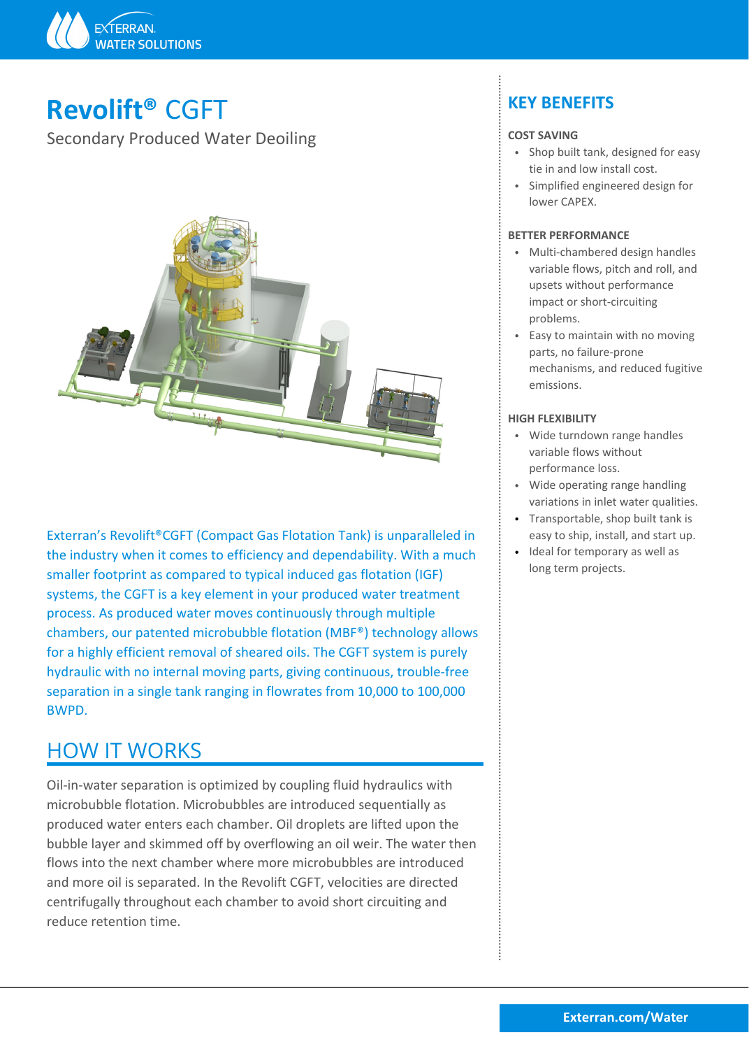# Revolift® CGFT

Secondary Produced Water Deoiling

Exterran's Revolift®CGFT (Compact Gas Flotation Tank) is unparalleled in the industry when it comes to efficiency and dependability. With a much smaller footprint as compared to typical induced gas flotation (IGF) systems, the CGFT is a key element in your produced water treatment process. As produced water moves continuously through multiple chambers, our patented microbubble flotation (MBF®) technology allows for a highly efficient removal of sheared oils. The CGFT system is purely hydraulic with no internal moving parts, giving continuous, trouble-free separation in a single tank ranging in flowrates from 10,000 to 100,000 BWPD.

## HOW IT WORKS

Oil-in-water separation is optimized by coupling fluid hydraulics with microbubble flotation. Microbubbles are introduced sequentially as produced water enters each chamber. Oil droplets are lifted upon the bubble layer and skimmed off by overflowing an oil weir. The water then flows into the next chamber where more microbubbles are introduced and more oil is separated. In the Revolift CGFT, velocities are directed centrifugally throughout each chamber to avoid short circuiting and reduce retention time.

## KEY BENEFITS

### COST SAVING

- Shop built tank, designed for easy tie in and low install cost.
- Simplified engineered design for lower CAPEX.

### BETTER PERFORMANCE

- Multi-chambered design handles variable flows, pitch and roll, and upsets without performance impact or short-circuiting problems.
- Easy to maintain with no moving parts, no failure-prone mechanisms, and reduced fugitive emissions.

### HIGH FLEXIBILITY

- Wide turndown range handles variable flows without performance loss.
- Wide operating range handling variations in inlet water qualities.
- Transportable, shop built tank is easy to ship, install, and start up.
- Ideal for temporary as well as long term projects.

Exterran.com/Water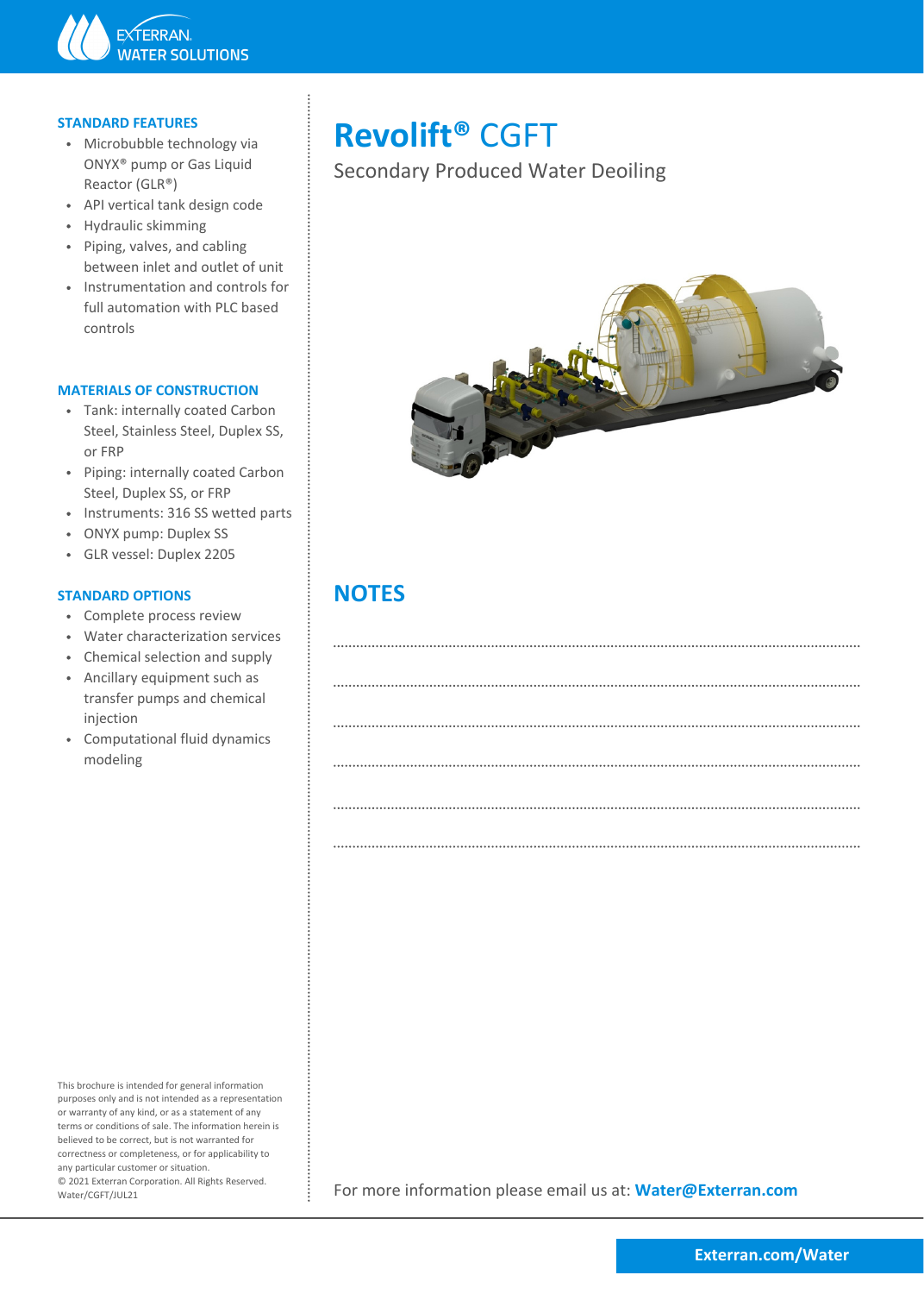EXTERRAN WATER SOLUTIONS

# Revolift® CGFT

## Secondary Produced Water Deoiling

### STANDARD FEATURES

- Microbubble technology via ONYX® pump or Gas Liquid Reactor (GLR®)
- API vertical tank design code
- Hydraulic skimming
- Piping, valves, and cabling between inlet and outlet of unit
- Instrumentation and controls for full automation with PLC based controls

### MATERIALS OF CONSTRUCTION

- Tank: internally coated Carbon Steel, Stainless Steel, Duplex SS, or FRP
- Piping: internally coated Carbon Steel, Duplex SS, or FRP
- Instruments: 316 SS wetted parts
- ONYX pump: Duplex SS
- GLR vessel: Duplex 2205

### STANDARD OPTIONS

- Complete process review
- Water characterization services
- Chemical selection and supply
- Ancillary equipment such as transfer pumps and chemical injection
- Computational fluid dynamics modeling

## NOTES

.......................................................................................................................................

.......................................................................................................................................

.......................................................................................................................................

.......................................................................................................................................

.......................................................................................................................................

.......................................................................................................................................

This brochure is intended for general information purposes only and is not intended as a representation or warranty of any kind, or as a statement of any terms or conditions of sale. The information herein is believed to be correct, but is not warranted for correctness or completeness, or for applicability to any particular customer or situation.
© 2021 Exterran Corporation. All Rights Reserved.
Water/CGFT/JUL21

For more information please email us at: **Water@Exterran.com**

**Exterran.com/Water**